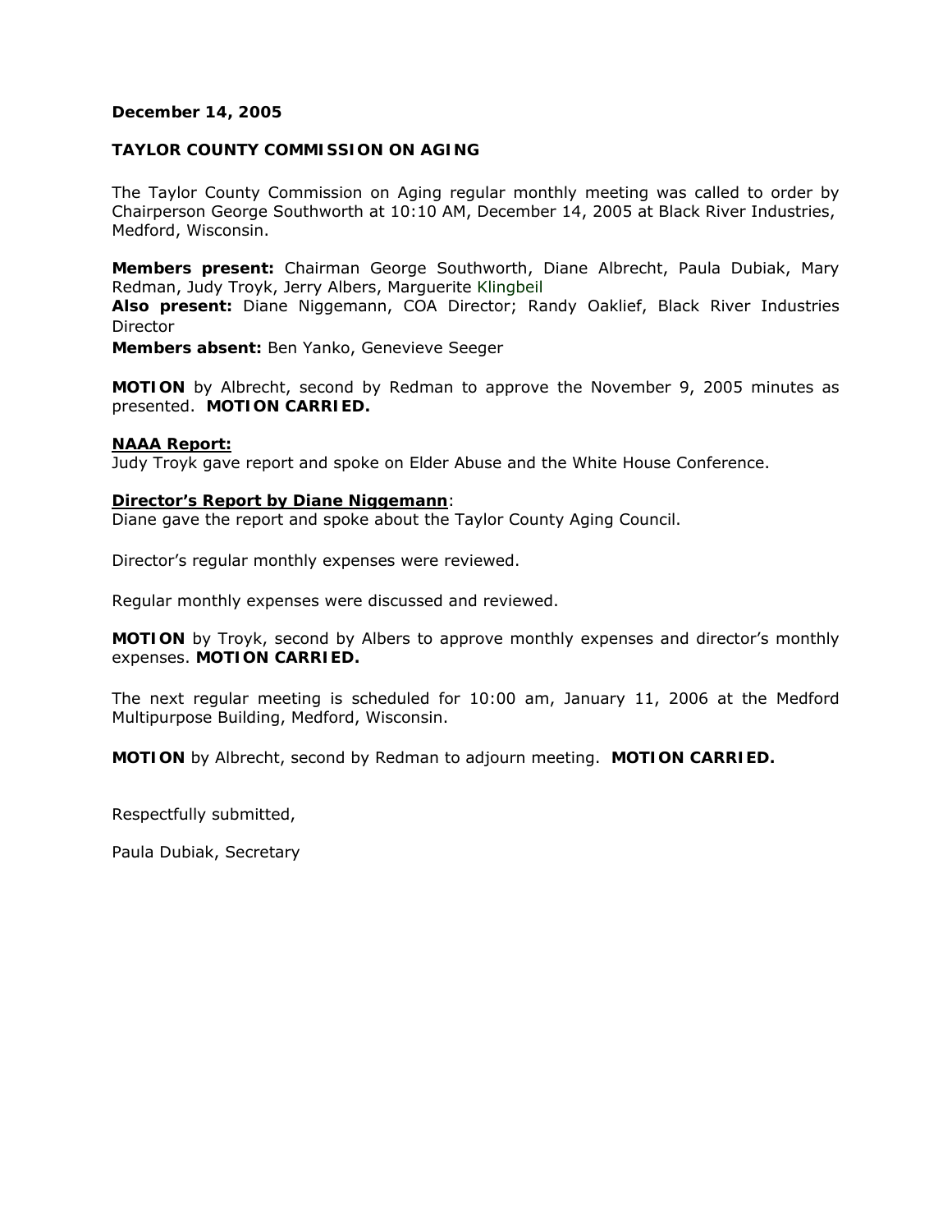**December 14, 2005**

**TAYLOR COUNTY COMMISSION ON AGING**

The Taylor County Commission on Aging regular monthly meeting was called to order by Chairperson George Southworth at 10:10 AM, December 14, 2005 at Black River Industries, Medford, Wisconsin.

**Members present:** Chairman George Southworth, Diane Albrecht, Paula Dubiak, Mary Redman, Judy Troyk, Jerry Albers, Marguerite Klingbeil
**Also present:** Diane Niggemann, COA Director; Randy Oaklief, Black River Industries Director
**Members absent:** Ben Yanko, Genevieve Seeger

**MOTION** by Albrecht, second by Redman to approve the November 9, 2005 minutes as presented. **MOTION CARRIED.**

**NAAA Report:**
Judy Troyk gave report and spoke on Elder Abuse and the White House Conference.

**Director's Report by Diane Niggemann**:
Diane gave the report and spoke about the Taylor County Aging Council.

Director's regular monthly expenses were reviewed.

Regular monthly expenses were discussed and reviewed.

**MOTION** by Troyk, second by Albers to approve monthly expenses and director's monthly expenses. **MOTION CARRIED.**

The next regular meeting is scheduled for 10:00 am, January 11, 2006 at the Medford Multipurpose Building, Medford, Wisconsin.

**MOTION** by Albrecht, second by Redman to adjourn meeting. **MOTION CARRIED.**

Respectfully submitted,

Paula Dubiak, Secretary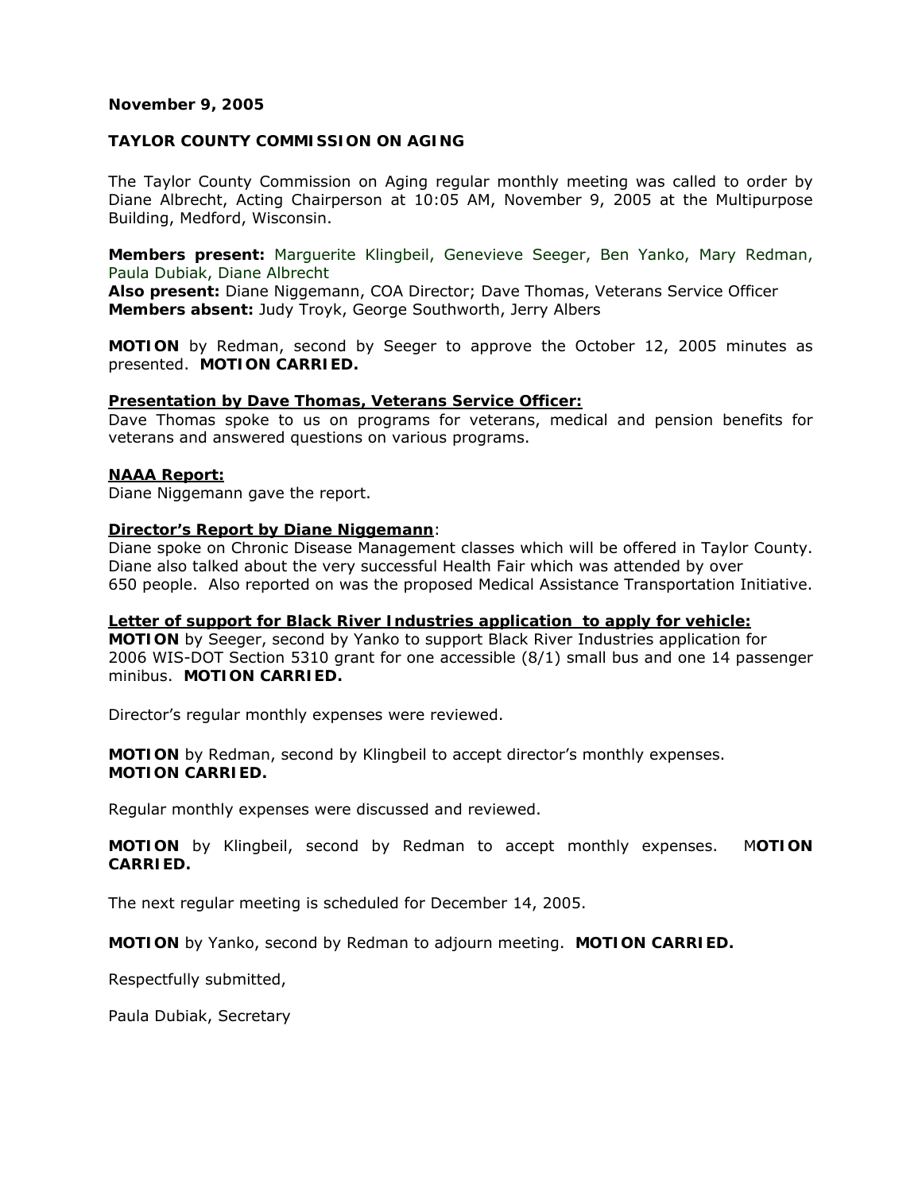**November 9, 2005**

**TAYLOR COUNTY COMMISSION ON AGING**

The Taylor County Commission on Aging regular monthly meeting was called to order by Diane Albrecht, Acting Chairperson at 10:05 AM, November 9, 2005 at the Multipurpose Building, Medford, Wisconsin.

**Members present:** Marguerite Klingbeil, Genevieve Seeger, Ben Yanko, Mary Redman, Paula Dubiak, Diane Albrecht
**Also present:** Diane Niggemann, COA Director; Dave Thomas, Veterans Service Officer
**Members absent:** Judy Troyk, George Southworth, Jerry Albers

**MOTION** by Redman, second by Seeger to approve the October 12, 2005 minutes as presented. **MOTION CARRIED.**

**Presentation by Dave Thomas, Veterans Service Officer:**
Dave Thomas spoke to us on programs for veterans, medical and pension benefits for veterans and answered questions on various programs.

**NAAA Report:**
Diane Niggemann gave the report.

**Director's Report by Diane Niggemann**:
Diane spoke on Chronic Disease Management classes which will be offered in Taylor County. Diane also talked about the very successful Health Fair which was attended by over 650 people. Also reported on was the proposed Medical Assistance Transportation Initiative.

**Letter of support for Black River Industries application to apply for vehicle:**
**MOTION** by Seeger, second by Yanko to support Black River Industries application for 2006 WIS-DOT Section 5310 grant for one accessible (8/1) small bus and one 14 passenger minibus. **MOTION CARRIED.**

Director's regular monthly expenses were reviewed.

**MOTION** by Redman, second by Klingbeil to accept director's monthly expenses. **MOTION CARRIED.**

Regular monthly expenses were discussed and reviewed.

**MOTION** by Klingbeil, second by Redman to accept monthly expenses. **MOTION CARRIED.**

The next regular meeting is scheduled for December 14, 2005.

**MOTION** by Yanko, second by Redman to adjourn meeting. **MOTION CARRIED.**

Respectfully submitted,

Paula Dubiak, Secretary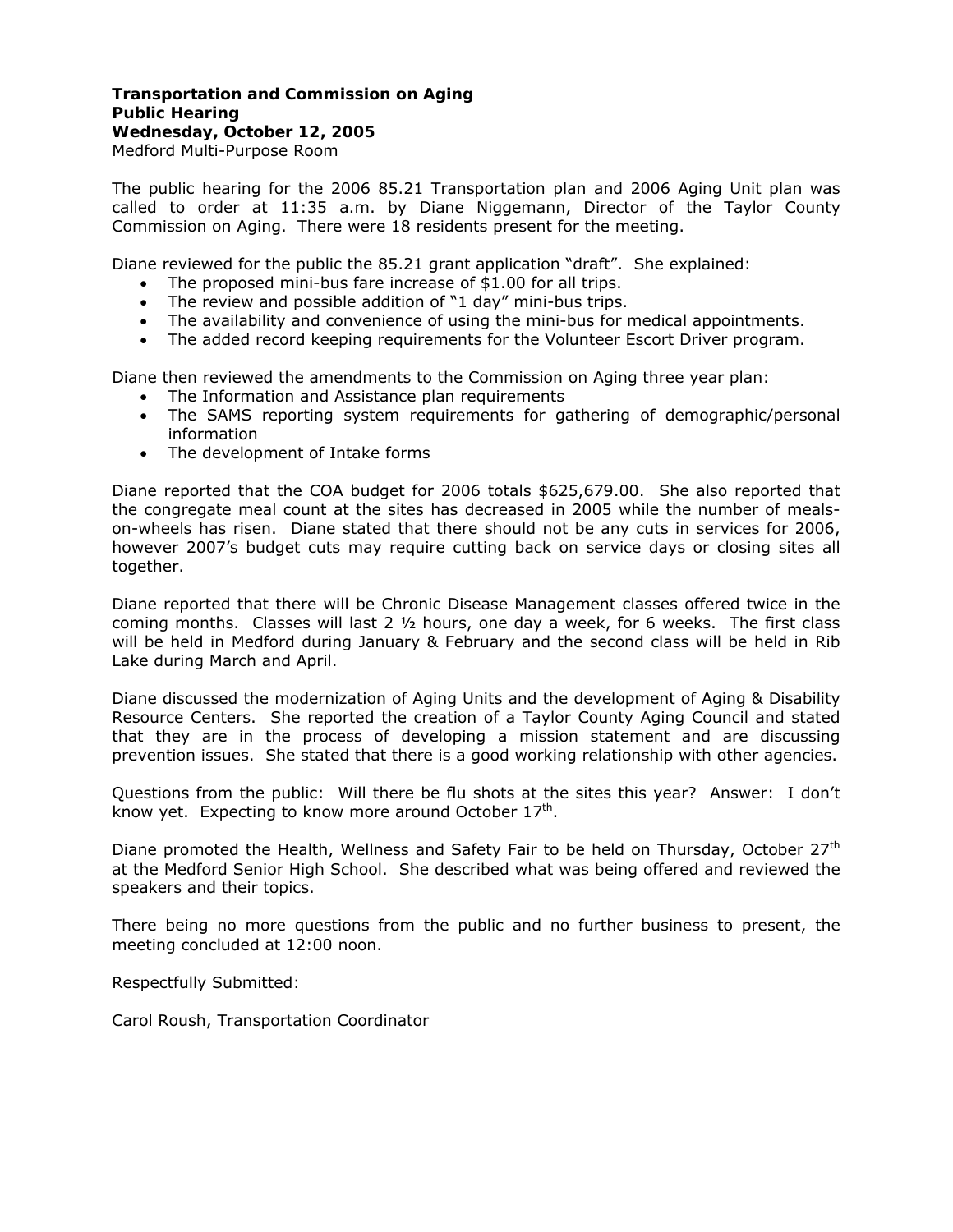**Transportation and Commission on Aging**
**Public Hearing**
**Wednesday, October 12, 2005**
Medford Multi-Purpose Room

The public hearing for the 2006 85.21 Transportation plan and 2006 Aging Unit plan was called to order at 11:35 a.m. by Diane Niggemann, Director of the Taylor County Commission on Aging. There were 18 residents present for the meeting.

Diane reviewed for the public the 85.21 grant application "draft". She explained:

- The proposed mini-bus fare increase of $1.00 for all trips.
- The review and possible addition of "1 day" mini-bus trips.
- The availability and convenience of using the mini-bus for medical appointments.
- The added record keeping requirements for the Volunteer Escort Driver program.

Diane then reviewed the amendments to the Commission on Aging three year plan:

- The Information and Assistance plan requirements
- The SAMS reporting system requirements for gathering of demographic/personal information
- The development of Intake forms

Diane reported that the COA budget for 2006 totals $625,679.00. She also reported that the congregate meal count at the sites has decreased in 2005 while the number of meals-on-wheels has risen. Diane stated that there should not be any cuts in services for 2006, however 2007's budget cuts may require cutting back on service days or closing sites all together.

Diane reported that there will be Chronic Disease Management classes offered twice in the coming months. Classes will last 2 ½ hours, one day a week, for 6 weeks. The first class will be held in Medford during January & February and the second class will be held in Rib Lake during March and April.

Diane discussed the modernization of Aging Units and the development of Aging & Disability Resource Centers. She reported the creation of a Taylor County Aging Council and stated that they are in the process of developing a mission statement and are discussing prevention issues. She stated that there is a good working relationship with other agencies.

Questions from the public: Will there be flu shots at the sites this year? Answer: I don't know yet. Expecting to know more around October 17th.

Diane promoted the Health, Wellness and Safety Fair to be held on Thursday, October 27th at the Medford Senior High School. She described what was being offered and reviewed the speakers and their topics.

There being no more questions from the public and no further business to present, the meeting concluded at 12:00 noon.

Respectfully Submitted:

Carol Roush, Transportation Coordinator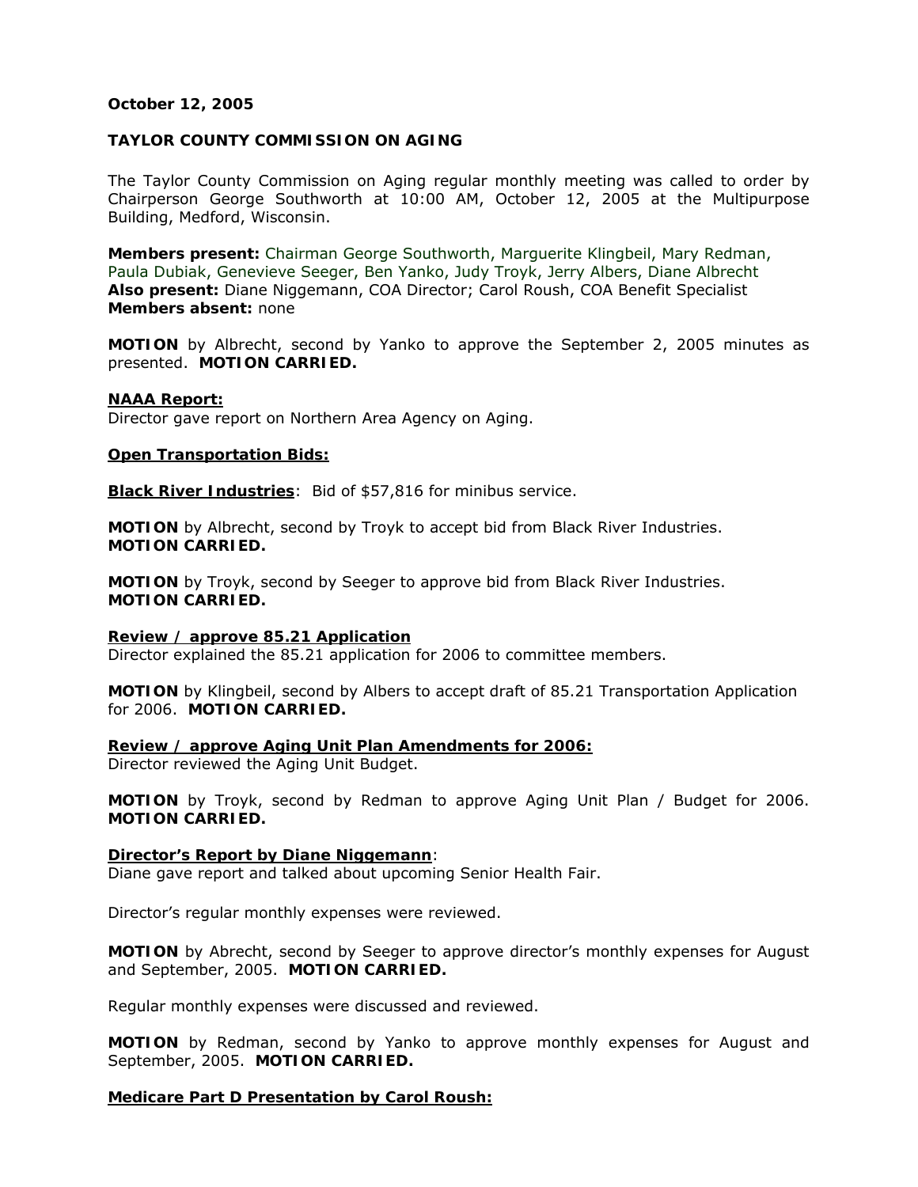**October 12, 2005**

**TAYLOR COUNTY COMMISSION ON AGING**

The Taylor County Commission on Aging regular monthly meeting was called to order by Chairperson George Southworth at 10:00 AM, October 12, 2005 at the Multipurpose Building, Medford, Wisconsin.

**Members present:** Chairman George Southworth, Marguerite Klingbeil, Mary Redman, Paula Dubiak, Genevieve Seeger, Ben Yanko, Judy Troyk, Jerry Albers, Diane Albrecht
**Also present:** Diane Niggemann, COA Director; Carol Roush, COA Benefit Specialist
**Members absent:** none

**MOTION** by Albrecht, second by Yanko to approve the September 2, 2005 minutes as presented. **MOTION CARRIED.**

**NAAA Report:**
Director gave report on Northern Area Agency on Aging.

**Open Transportation Bids:**

**Black River Industries**: Bid of $57,816 for minibus service.

**MOTION** by Albrecht, second by Troyk to accept bid from Black River Industries. **MOTION CARRIED.**

**MOTION** by Troyk, second by Seeger to approve bid from Black River Industries. **MOTION CARRIED.**

**Review / approve 85.21 Application**
Director explained the 85.21 application for 2006 to committee members.

**MOTION** by Klingbeil, second by Albers to accept draft of 85.21 Transportation Application for 2006. **MOTION CARRIED.**

**Review / approve Aging Unit Plan Amendments for 2006:**
Director reviewed the Aging Unit Budget.

**MOTION** by Troyk, second by Redman to approve Aging Unit Plan / Budget for 2006. **MOTION CARRIED.**

**Director's Report by Diane Niggemann**:
Diane gave report and talked about upcoming Senior Health Fair.

Director's regular monthly expenses were reviewed.

**MOTION** by Abrecht, second by Seeger to approve director's monthly expenses for August and September, 2005. **MOTION CARRIED.**

Regular monthly expenses were discussed and reviewed.

**MOTION** by Redman, second by Yanko to approve monthly expenses for August and September, 2005. **MOTION CARRIED.**

**Medicare Part D Presentation by Carol Roush:**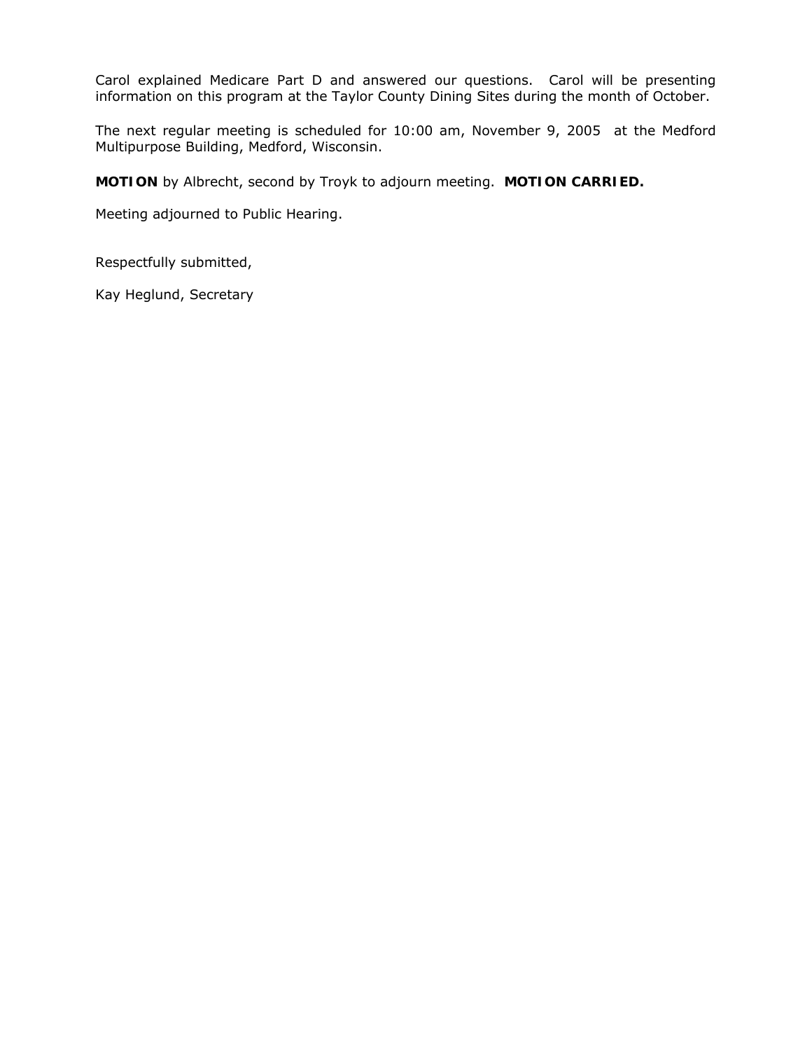Carol explained Medicare Part D and answered our questions. Carol will be presenting information on this program at the Taylor County Dining Sites during the month of October.

The next regular meeting is scheduled for 10:00 am, November 9, 2005 at the Medford Multipurpose Building, Medford, Wisconsin.

**MOTION** by Albrecht, second by Troyk to adjourn meeting. **MOTION CARRIED.**

Meeting adjourned to Public Hearing.

Respectfully submitted,

Kay Heglund, Secretary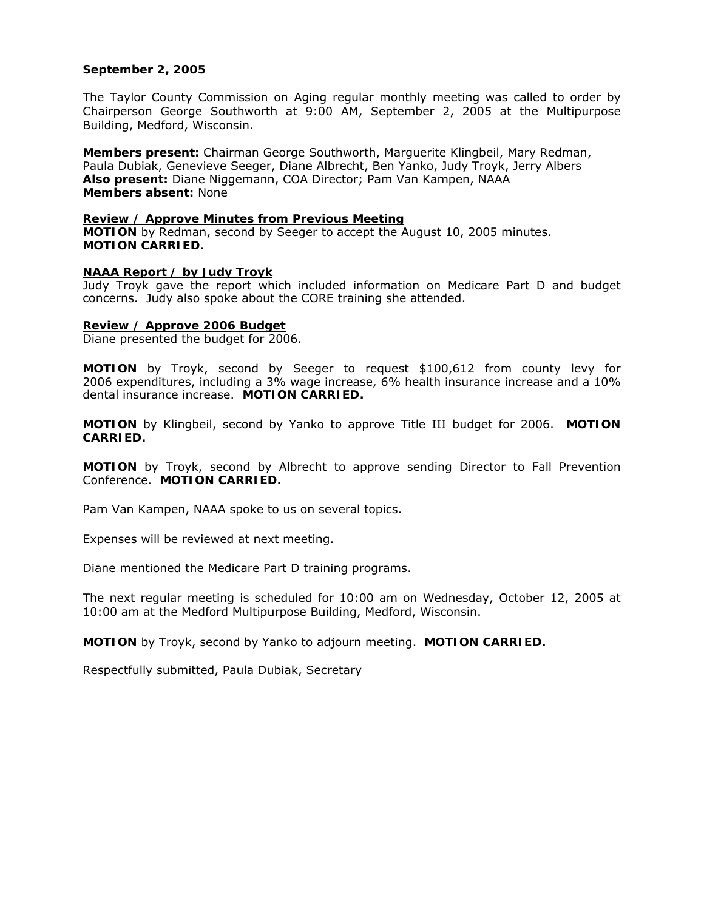**September 2, 2005**

The Taylor County Commission on Aging regular monthly meeting was called to order by Chairperson George Southworth at 9:00 AM, September 2, 2005 at the Multipurpose Building, Medford, Wisconsin.

**Members present:** Chairman George Southworth, Marguerite Klingbeil, Mary Redman, Paula Dubiak, Genevieve Seeger, Diane Albrecht, Ben Yanko, Judy Troyk, Jerry Albers
**Also present:** Diane Niggemann, COA Director; Pam Van Kampen, NAAA
**Members absent:** None

**Review / Approve Minutes from Previous Meeting**
**MOTION** by Redman, second by Seeger to accept the August 10, 2005 minutes. **MOTION CARRIED.**

**NAAA Report / by Judy Troyk**
Judy Troyk gave the report which included information on Medicare Part D and budget concerns. Judy also spoke about the CORE training she attended.

**Review / Approve 2006 Budget**
Diane presented the budget for 2006.

**MOTION** by Troyk, second by Seeger to request $100,612 from county levy for 2006 expenditures, including a 3% wage increase, 6% health insurance increase and a 10% dental insurance increase. **MOTION CARRIED.**

**MOTION** by Klingbeil, second by Yanko to approve Title III budget for 2006. **MOTION CARRIED.**

**MOTION** by Troyk, second by Albrecht to approve sending Director to Fall Prevention Conference. **MOTION CARRIED.**

Pam Van Kampen, NAAA spoke to us on several topics.

Expenses will be reviewed at next meeting.

Diane mentioned the Medicare Part D training programs.

The next regular meeting is scheduled for 10:00 am on Wednesday, October 12, 2005 at 10:00 am at the Medford Multipurpose Building, Medford, Wisconsin.

**MOTION** by Troyk, second by Yanko to adjourn meeting. **MOTION CARRIED.**

Respectfully submitted, Paula Dubiak, Secretary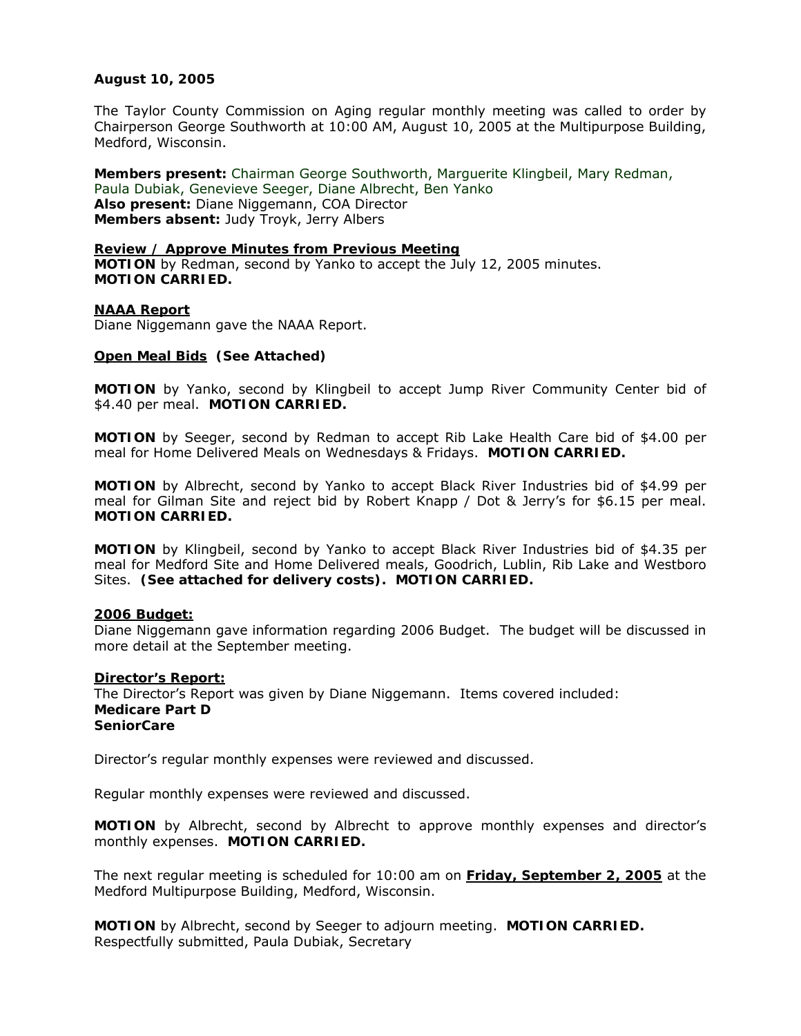**August 10, 2005**

The Taylor County Commission on Aging regular monthly meeting was called to order by Chairperson George Southworth at 10:00 AM, August 10, 2005 at the Multipurpose Building, Medford, Wisconsin.

**Members present:** Chairman George Southworth, Marguerite Klingbeil, Mary Redman, Paula Dubiak, Genevieve Seeger, Diane Albrecht, Ben Yanko
**Also present:** Diane Niggemann, COA Director
**Members absent:** Judy Troyk, Jerry Albers

**Review / Approve Minutes from Previous Meeting**
**MOTION** by Redman, second by Yanko to accept the July 12, 2005 minutes.
**MOTION CARRIED.**

**NAAA Report**
Diane Niggemann gave the NAAA Report.

**Open Meal Bids (See Attached)**

**MOTION** by Yanko, second by Klingbeil to accept Jump River Community Center bid of $4.40 per meal. **MOTION CARRIED.**

**MOTION** by Seeger, second by Redman to accept Rib Lake Health Care bid of $4.00 per meal for Home Delivered Meals on Wednesdays & Fridays. **MOTION CARRIED.**

**MOTION** by Albrecht, second by Yanko to accept Black River Industries bid of $4.99 per meal for Gilman Site and reject bid by Robert Knapp / Dot & Jerry's for $6.15 per meal. **MOTION CARRIED.**

**MOTION** by Klingbeil, second by Yanko to accept Black River Industries bid of $4.35 per meal for Medford Site and Home Delivered meals, Goodrich, Lublin, Rib Lake and Westboro Sites. **(See attached for delivery costs). MOTION CARRIED.**

**2006 Budget:**
Diane Niggemann gave information regarding 2006 Budget. The budget will be discussed in more detail at the September meeting.

**Director's Report:**
The Director's Report was given by Diane Niggemann. Items covered included:
**Medicare Part D**
**SeniorCare**

Director's regular monthly expenses were reviewed and discussed.

Regular monthly expenses were reviewed and discussed.

**MOTION** by Albrecht, second by Albrecht to approve monthly expenses and director's monthly expenses. **MOTION CARRIED.**

The next regular meeting is scheduled for 10:00 am on **Friday, September 2, 2005** at the Medford Multipurpose Building, Medford, Wisconsin.

**MOTION** by Albrecht, second by Seeger to adjourn meeting. **MOTION CARRIED.**
Respectfully submitted, Paula Dubiak, Secretary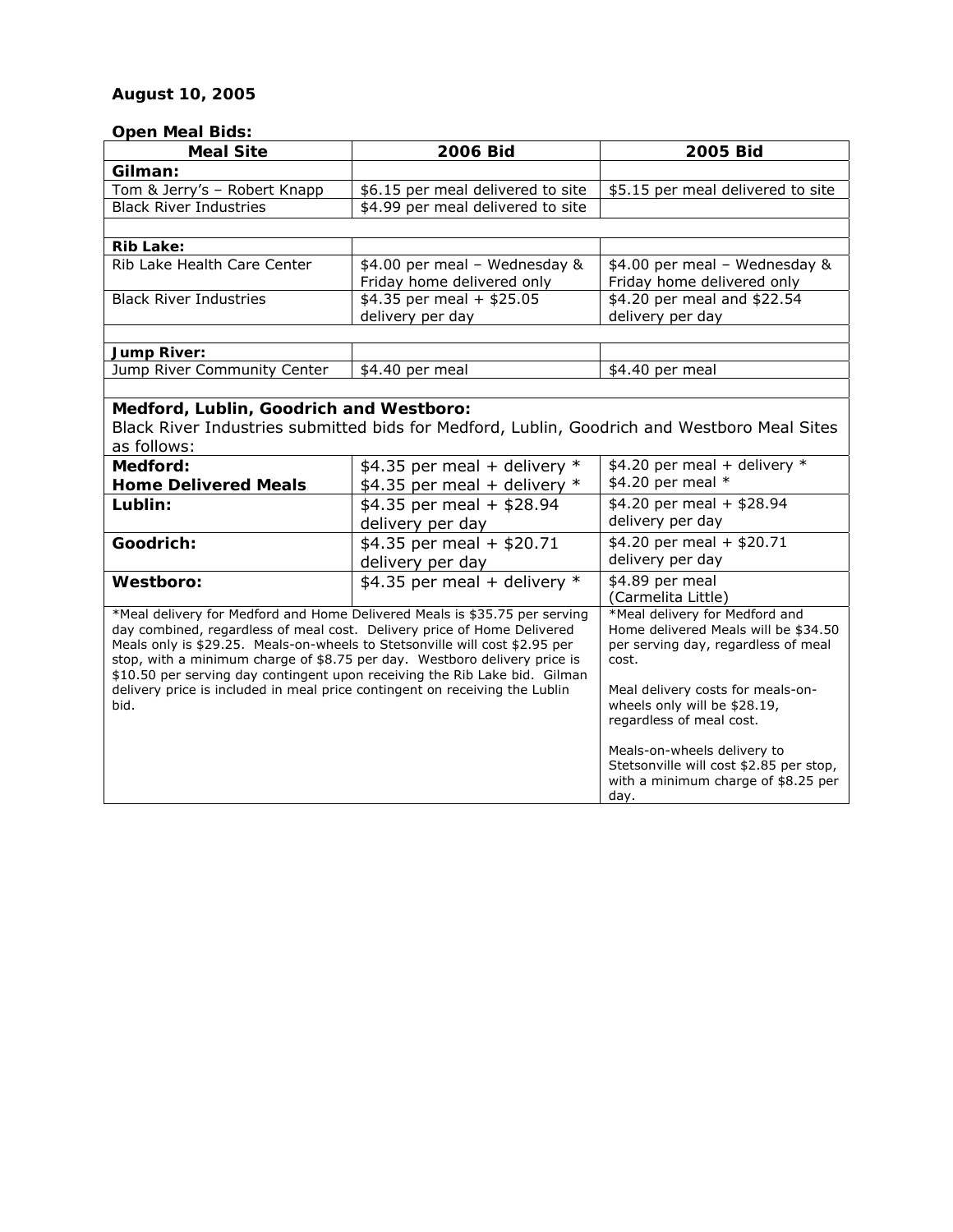**August 10, 2005**

**Open Meal Bids:**

| Meal Site | 2006 Bid | 2005 Bid |
|---|---|---|
| **Gilman:** | | |
| Tom & Jerry's – Robert Knapp | $6.15 per meal delivered to site | $5.15 per meal delivered to site |
| Black River Industries | $4.99 per meal delivered to site | |
| | | |
| **Rib Lake:** | | |
| Rib Lake Health Care Center | $4.00 per meal – Wednesday & Friday home delivered only | $4.00 per meal – Wednesday & Friday home delivered only |
| Black River Industries | $4.35 per meal + $25.05 delivery per day | $4.20 per meal and $22.54 delivery per day |
| | | |
| **Jump River:** | | |
| Jump River Community Center | $4.40 per meal | $4.40 per meal |
| | | |
| **Medford, Lublin, Goodrich and Westboro:** Black River Industries submitted bids for Medford, Lublin, Goodrich and Westboro Meal Sites as follows: | | |
| **Medford:** **Home Delivered Meals** | $4.35 per meal + delivery * $4.35 per meal + delivery * | $4.20 per meal + delivery * $4.20 per meal * |
| **Lublin:** | $4.35 per meal + $28.94 delivery per day | $4.20 per meal + $28.94 delivery per day |
| **Goodrich:** | $4.35 per meal + $20.71 delivery per day | $4.20 per meal + $20.71 delivery per day |
| **Westboro:** | $4.35 per meal + delivery * | $4.89 per meal (Carmelita Little) |
| *Meal delivery for Medford and Home Delivered Meals is $35.75 per serving day combined, regardless of meal cost. Delivery price of Home Delivered Meals only is $29.25. Meals-on-wheels to Stetsonville will cost $2.95 per stop, with a minimum charge of $8.75 per day. Westboro delivery price is $10.50 per serving day contingent upon receiving the Rib Lake bid. Gilman delivery price is included in meal price contingent on receiving the Lublin bid. | | *Meal delivery for Medford and Home delivered Meals will be $34.50 per serving day, regardless of meal cost. Meal delivery costs for meals-on-wheels only will be $28.19, regardless of meal cost. Meals-on-wheels delivery to Stetsonville will cost $2.85 per stop, with a minimum charge of $8.25 per day. |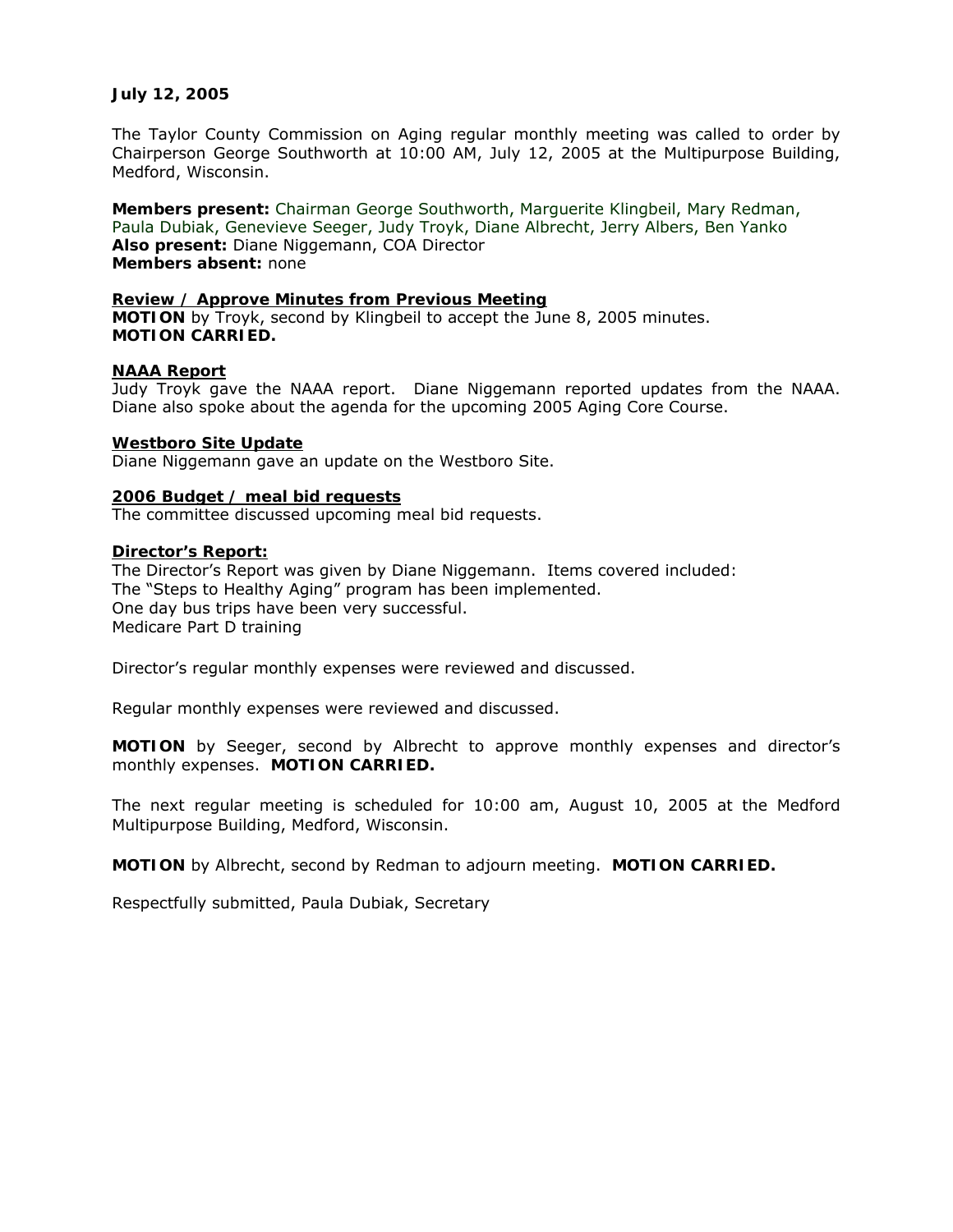**July 12, 2005**

The Taylor County Commission on Aging regular monthly meeting was called to order by Chairperson George Southworth at 10:00 AM, July 12, 2005 at the Multipurpose Building, Medford, Wisconsin.

**Members present:** Chairman George Southworth, Marguerite Klingbeil, Mary Redman, Paula Dubiak, Genevieve Seeger, Judy Troyk, Diane Albrecht, Jerry Albers, Ben Yanko
**Also present:** Diane Niggemann, COA Director
**Members absent:** none

**Review / Approve Minutes from Previous Meeting**
**MOTION** by Troyk, second by Klingbeil to accept the June 8, 2005 minutes.
**MOTION CARRIED.**

**NAAA Report**
Judy Troyk gave the NAAA report. Diane Niggemann reported updates from the NAAA. Diane also spoke about the agenda for the upcoming 2005 Aging Core Course.

**Westboro Site Update**
Diane Niggemann gave an update on the Westboro Site.

**2006 Budget / meal bid requests**
The committee discussed upcoming meal bid requests.

**Director's Report:**
The Director's Report was given by Diane Niggemann. Items covered included:
The "Steps to Healthy Aging" program has been implemented.
One day bus trips have been very successful.
Medicare Part D training

Director's regular monthly expenses were reviewed and discussed.

Regular monthly expenses were reviewed and discussed.

**MOTION** by Seeger, second by Albrecht to approve monthly expenses and director's monthly expenses. **MOTION CARRIED.**

The next regular meeting is scheduled for 10:00 am, August 10, 2005 at the Medford Multipurpose Building, Medford, Wisconsin.

**MOTION** by Albrecht, second by Redman to adjourn meeting. **MOTION CARRIED.**

Respectfully submitted, Paula Dubiak, Secretary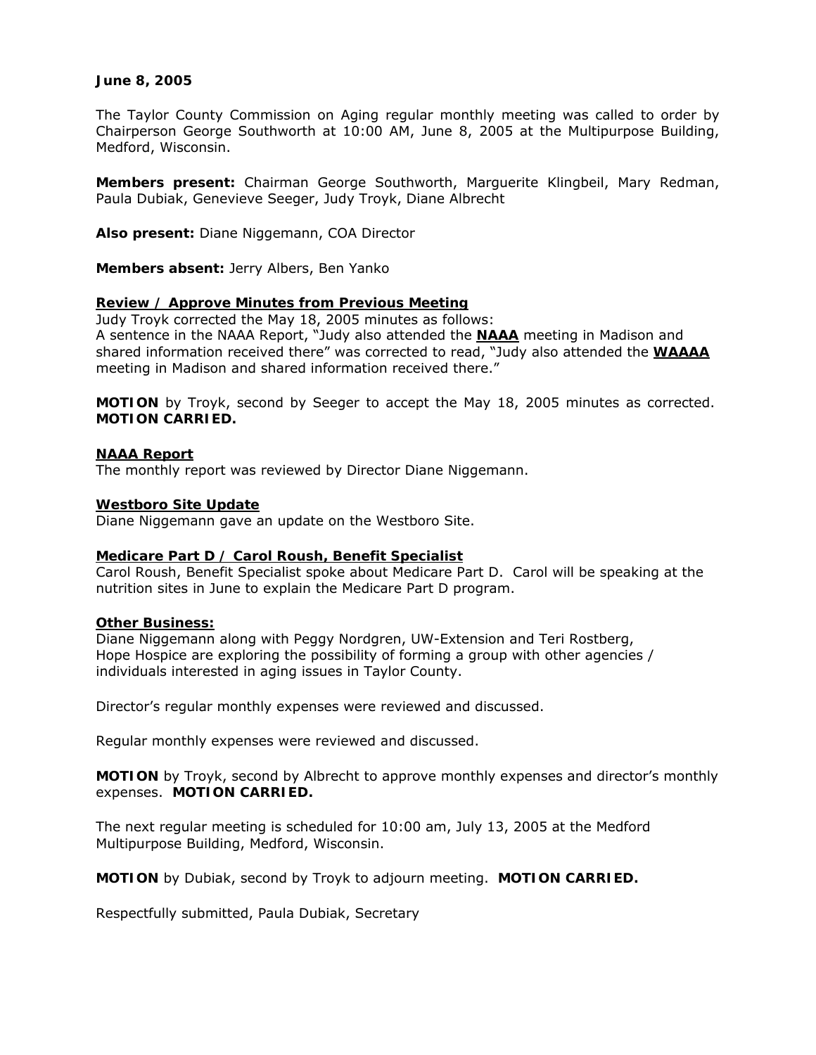**June 8, 2005**

The Taylor County Commission on Aging regular monthly meeting was called to order by Chairperson George Southworth at 10:00 AM, June 8, 2005 at the Multipurpose Building, Medford, Wisconsin.

**Members present:** Chairman George Southworth, Marguerite Klingbeil, Mary Redman, Paula Dubiak, Genevieve Seeger, Judy Troyk, Diane Albrecht

**Also present:** Diane Niggemann, COA Director

**Members absent:** Jerry Albers, Ben Yanko

**Review / Approve Minutes from Previous Meeting**

Judy Troyk corrected the May 18, 2005 minutes as follows:
A sentence in the NAAA Report, "Judy also attended the **NAAA** meeting in Madison and shared information received there" was corrected to read, "Judy also attended the **WAAAA** meeting in Madison and shared information received there."

**MOTION** by Troyk, second by Seeger to accept the May 18, 2005 minutes as corrected. **MOTION CARRIED.**

**NAAA Report**

The monthly report was reviewed by Director Diane Niggemann.

**Westboro Site Update**

Diane Niggemann gave an update on the Westboro Site.

**Medicare Part D / Carol Roush, Benefit Specialist**

Carol Roush, Benefit Specialist spoke about Medicare Part D. Carol will be speaking at the nutrition sites in June to explain the Medicare Part D program.

**Other Business:**

Diane Niggemann along with Peggy Nordgren, UW-Extension and Teri Rostberg, Hope Hospice are exploring the possibility of forming a group with other agencies / individuals interested in aging issues in Taylor County.

Director's regular monthly expenses were reviewed and discussed.

Regular monthly expenses were reviewed and discussed.

**MOTION** by Troyk, second by Albrecht to approve monthly expenses and director's monthly expenses. **MOTION CARRIED.**

The next regular meeting is scheduled for 10:00 am, July 13, 2005 at the Medford Multipurpose Building, Medford, Wisconsin.

**MOTION** by Dubiak, second by Troyk to adjourn meeting. **MOTION CARRIED.**

Respectfully submitted, Paula Dubiak, Secretary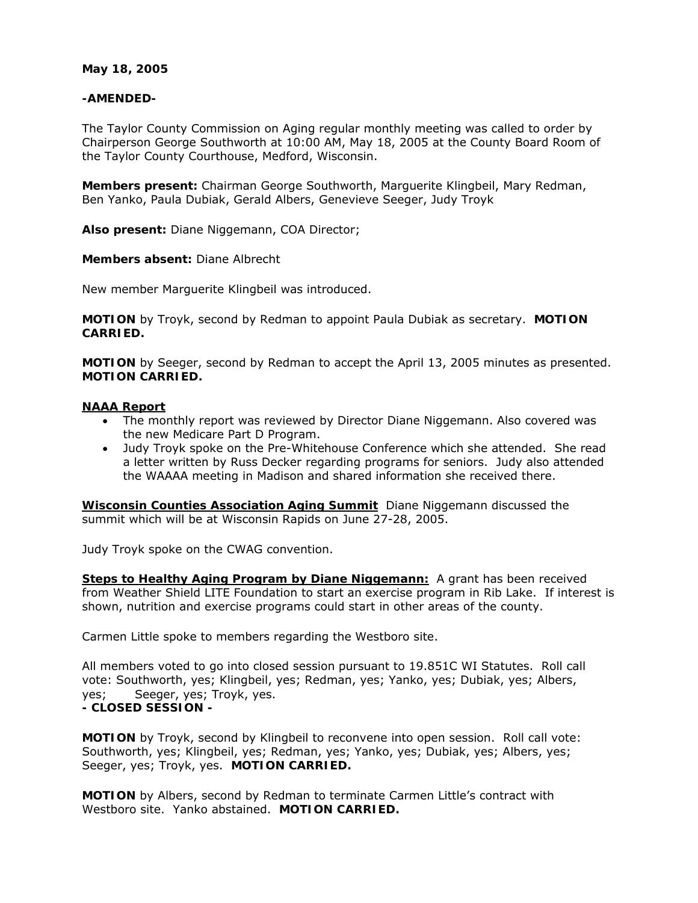**May 18, 2005**

**-AMENDED-**

The Taylor County Commission on Aging regular monthly meeting was called to order by Chairperson George Southworth at 10:00 AM, May 18, 2005 at the County Board Room of the Taylor County Courthouse, Medford, Wisconsin.

**Members present:** Chairman George Southworth, Marguerite Klingbeil, Mary Redman, Ben Yanko, Paula Dubiak, Gerald Albers, Genevieve Seeger, Judy Troyk

**Also present:** Diane Niggemann, COA Director;

**Members absent:** Diane Albrecht

New member Marguerite Klingbeil was introduced.

**MOTION** by Troyk, second by Redman to appoint Paula Dubiak as secretary. **MOTION CARRIED.**

**MOTION** by Seeger, second by Redman to accept the April 13, 2005 minutes as presented. **MOTION CARRIED.**

**NAAA Report**

- The monthly report was reviewed by Director Diane Niggemann. Also covered was the new Medicare Part D Program.
- Judy Troyk spoke on the Pre-Whitehouse Conference which she attended. She read a letter written by Russ Decker regarding programs for seniors. Judy also attended the WAAAA meeting in Madison and shared information she received there.

**Wisconsin Counties Association Aging Summit** Diane Niggemann discussed the summit which will be at Wisconsin Rapids on June 27-28, 2005.

Judy Troyk spoke on the CWAG convention.

**Steps to Healthy Aging Program by Diane Niggemann:** A grant has been received from Weather Shield LITE Foundation to start an exercise program in Rib Lake. If interest is shown, nutrition and exercise programs could start in other areas of the county.

Carmen Little spoke to members regarding the Westboro site.

All members voted to go into closed session pursuant to 19.851C WI Statutes. Roll call vote: Southworth, yes; Klingbeil, yes; Redman, yes; Yanko, yes; Dubiak, yes; Albers, yes; Seeger, yes; Troyk, yes.

**- CLOSED SESSION -**

**MOTION** by Troyk, second by Klingbeil to reconvene into open session. Roll call vote: Southworth, yes; Klingbeil, yes; Redman, yes; Yanko, yes; Dubiak, yes; Albers, yes; Seeger, yes; Troyk, yes. **MOTION CARRIED.**

**MOTION** by Albers, second by Redman to terminate Carmen Little's contract with Westboro site. Yanko abstained. **MOTION CARRIED.**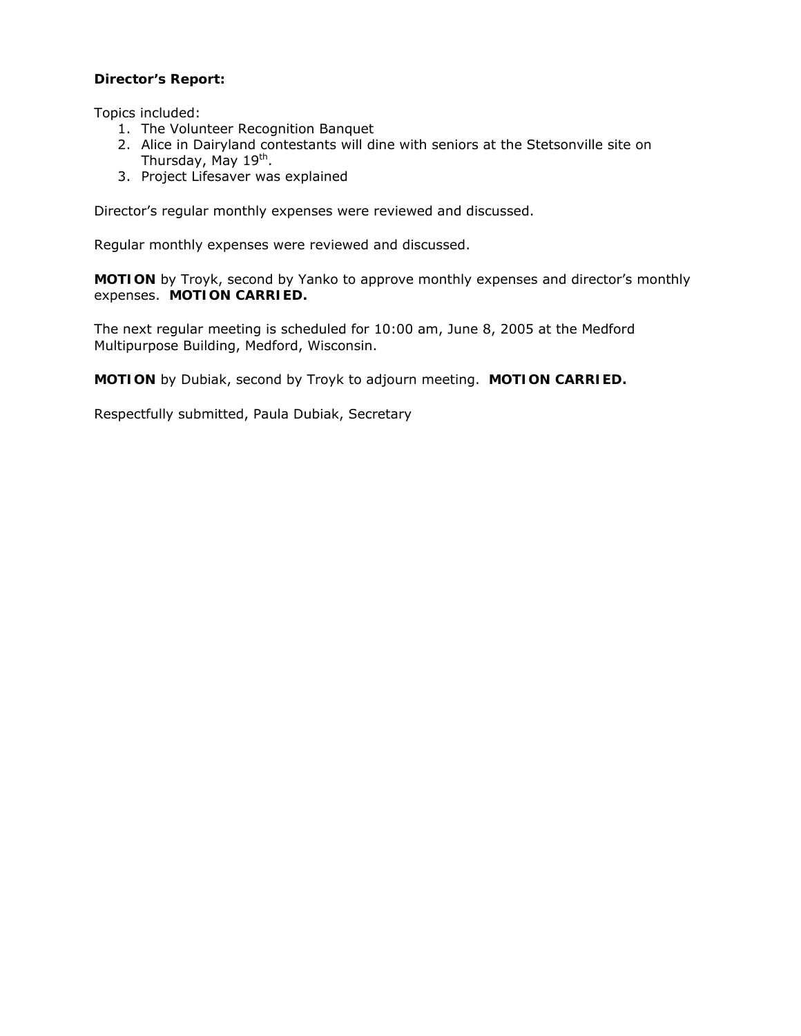**Director's Report:**

Topics included:

1. The Volunteer Recognition Banquet
2. Alice in Dairyland contestants will dine with seniors at the Stetsonville site on Thursday, May 19th.
3. Project Lifesaver was explained

Director's regular monthly expenses were reviewed and discussed.

Regular monthly expenses were reviewed and discussed.

**MOTION** by Troyk, second by Yanko to approve monthly expenses and director's monthly expenses. **MOTION CARRIED.**

The next regular meeting is scheduled for 10:00 am, June 8, 2005 at the Medford Multipurpose Building, Medford, Wisconsin.

**MOTION** by Dubiak, second by Troyk to adjourn meeting. **MOTION CARRIED.**

Respectfully submitted, Paula Dubiak, Secretary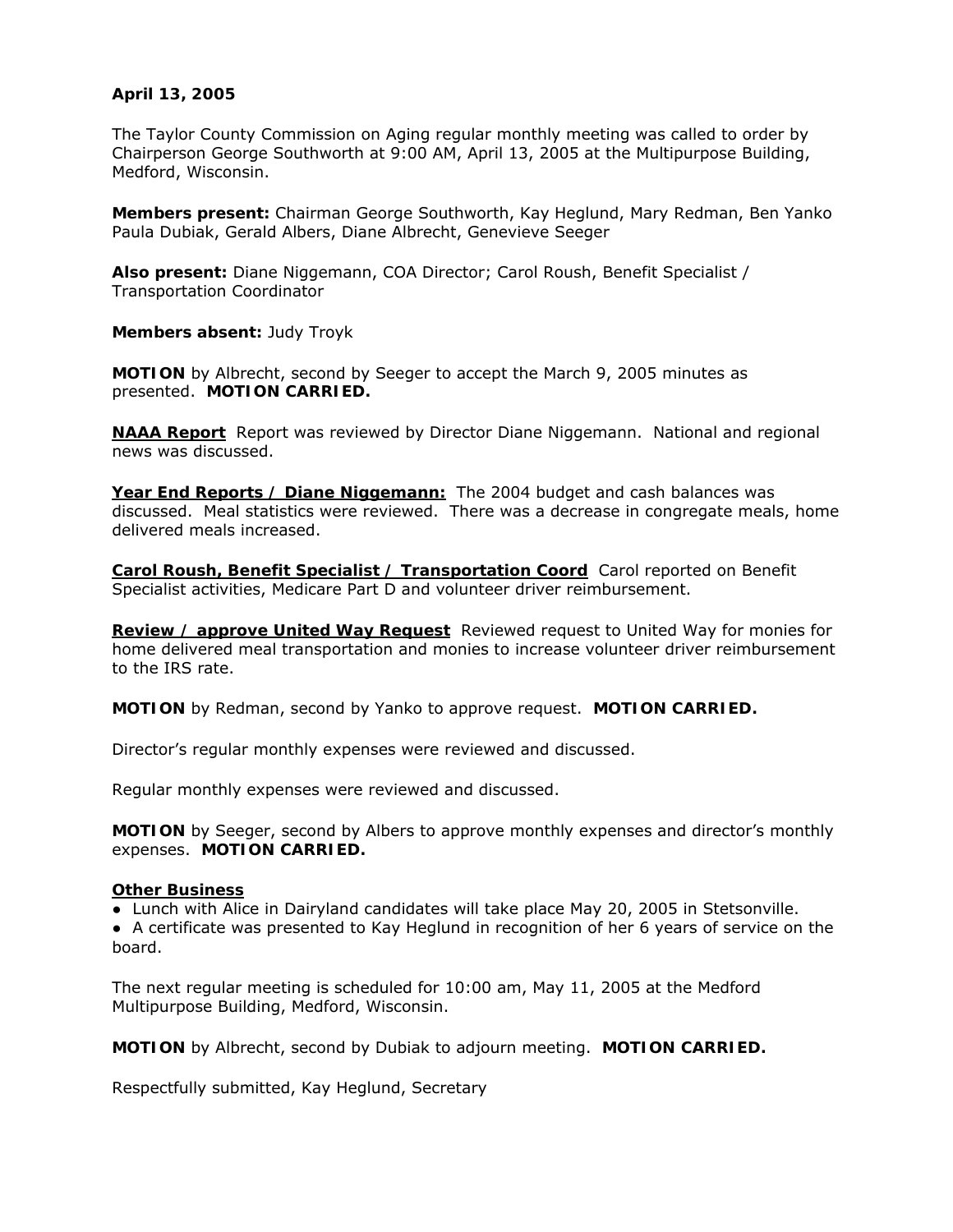**April 13, 2005**

The Taylor County Commission on Aging regular monthly meeting was called to order by Chairperson George Southworth at 9:00 AM, April 13, 2005 at the Multipurpose Building, Medford, Wisconsin.

**Members present:** Chairman George Southworth, Kay Heglund, Mary Redman, Ben Yanko Paula Dubiak, Gerald Albers, Diane Albrecht, Genevieve Seeger

**Also present:** Diane Niggemann, COA Director; Carol Roush, Benefit Specialist / Transportation Coordinator

**Members absent:** Judy Troyk

**MOTION** by Albrecht, second by Seeger to accept the March 9, 2005 minutes as presented. **MOTION CARRIED.**

**NAAA Report** Report was reviewed by Director Diane Niggemann. National and regional news was discussed.

**Year End Reports / Diane Niggemann:** The 2004 budget and cash balances was discussed. Meal statistics were reviewed. There was a decrease in congregate meals, home delivered meals increased.

**Carol Roush, Benefit Specialist / Transportation Coord** Carol reported on Benefit Specialist activities, Medicare Part D and volunteer driver reimbursement.

**Review / approve United Way Request** Reviewed request to United Way for monies for home delivered meal transportation and monies to increase volunteer driver reimbursement to the IRS rate.

**MOTION** by Redman, second by Yanko to approve request. **MOTION CARRIED.**

Director's regular monthly expenses were reviewed and discussed.

Regular monthly expenses were reviewed and discussed.

**MOTION** by Seeger, second by Albers to approve monthly expenses and director's monthly expenses. **MOTION CARRIED.**

**Other Business**

- Lunch with Alice in Dairyland candidates will take place May 20, 2005 in Stetsonville.
- A certificate was presented to Kay Heglund in recognition of her 6 years of service on the board.

The next regular meeting is scheduled for 10:00 am, May 11, 2005 at the Medford Multipurpose Building, Medford, Wisconsin.

**MOTION** by Albrecht, second by Dubiak to adjourn meeting. **MOTION CARRIED.**

Respectfully submitted, Kay Heglund, Secretary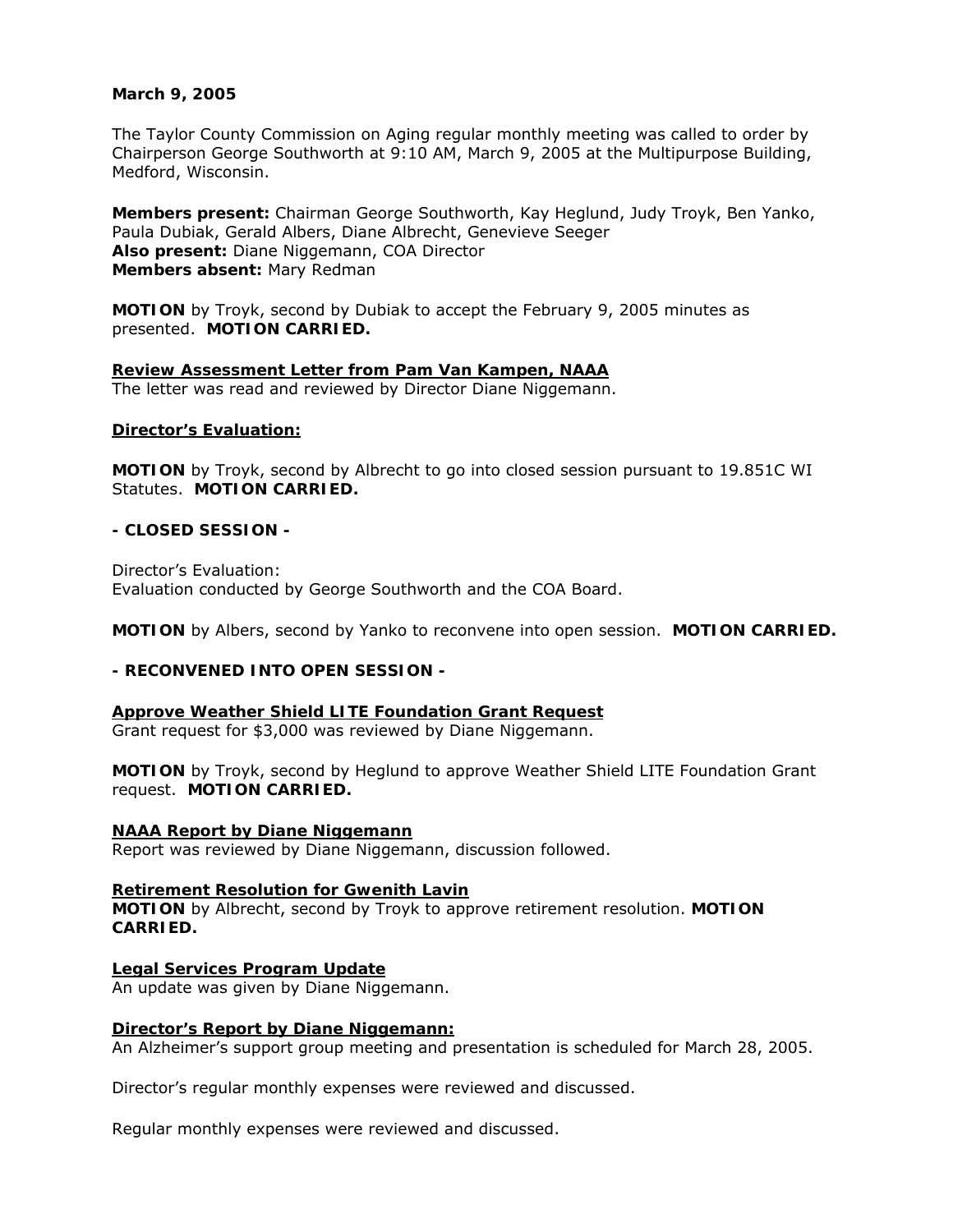**March 9, 2005**

The Taylor County Commission on Aging regular monthly meeting was called to order by Chairperson George Southworth at 9:10 AM, March 9, 2005 at the Multipurpose Building, Medford, Wisconsin.

**Members present:** Chairman George Southworth, Kay Heglund, Judy Troyk, Ben Yanko, Paula Dubiak, Gerald Albers, Diane Albrecht, Genevieve Seeger
**Also present:** Diane Niggemann, COA Director
**Members absent:** Mary Redman

**MOTION** by Troyk, second by Dubiak to accept the February 9, 2005 minutes as presented. **MOTION CARRIED.**

**Review Assessment Letter from Pam Van Kampen, NAAA**
The letter was read and reviewed by Director Diane Niggemann.

**Director's Evaluation:**

**MOTION** by Troyk, second by Albrecht to go into closed session pursuant to 19.851C WI Statutes. **MOTION CARRIED.**

**- CLOSED SESSION -**

Director's Evaluation:
Evaluation conducted by George Southworth and the COA Board.

**MOTION** by Albers, second by Yanko to reconvene into open session. **MOTION CARRIED.**

**- RECONVENED INTO OPEN SESSION -**

**Approve Weather Shield LITE Foundation Grant Request**
Grant request for $3,000 was reviewed by Diane Niggemann.

**MOTION** by Troyk, second by Heglund to approve Weather Shield LITE Foundation Grant request. **MOTION CARRIED.**

**NAAA Report by Diane Niggemann**
Report was reviewed by Diane Niggemann, discussion followed.

**Retirement Resolution for Gwenith Lavin**
**MOTION** by Albrecht, second by Troyk to approve retirement resolution. **MOTION CARRIED.**

**Legal Services Program Update**
An update was given by Diane Niggemann.

**Director's Report by Diane Niggemann:**
An Alzheimer's support group meeting and presentation is scheduled for March 28, 2005.

Director's regular monthly expenses were reviewed and discussed.

Regular monthly expenses were reviewed and discussed.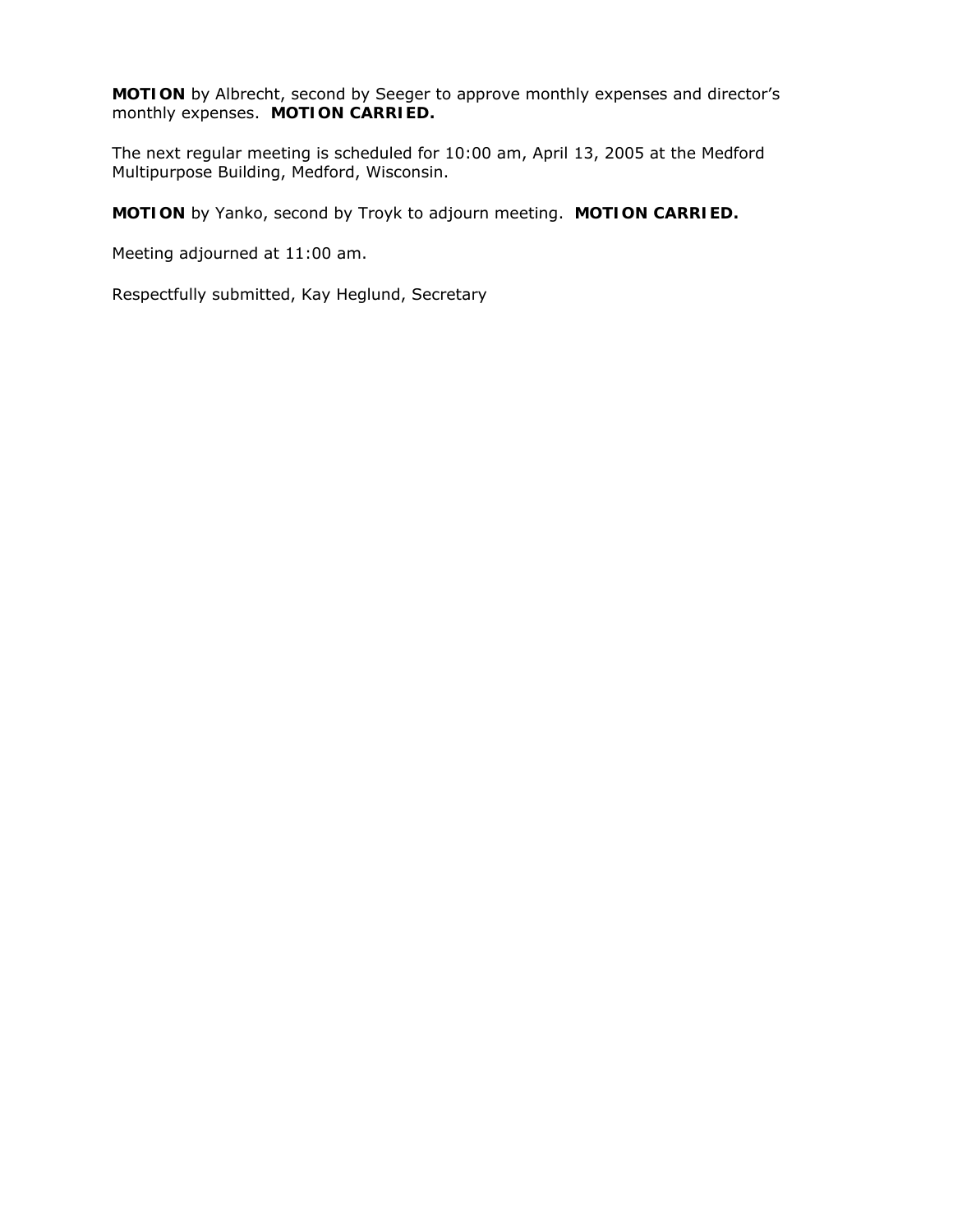**MOTION** by Albrecht, second by Seeger to approve monthly expenses and director's monthly expenses. **MOTION CARRIED.**

The next regular meeting is scheduled for 10:00 am, April 13, 2005 at the Medford Multipurpose Building, Medford, Wisconsin.

**MOTION** by Yanko, second by Troyk to adjourn meeting. **MOTION CARRIED.**

Meeting adjourned at 11:00 am.

Respectfully submitted, Kay Heglund, Secretary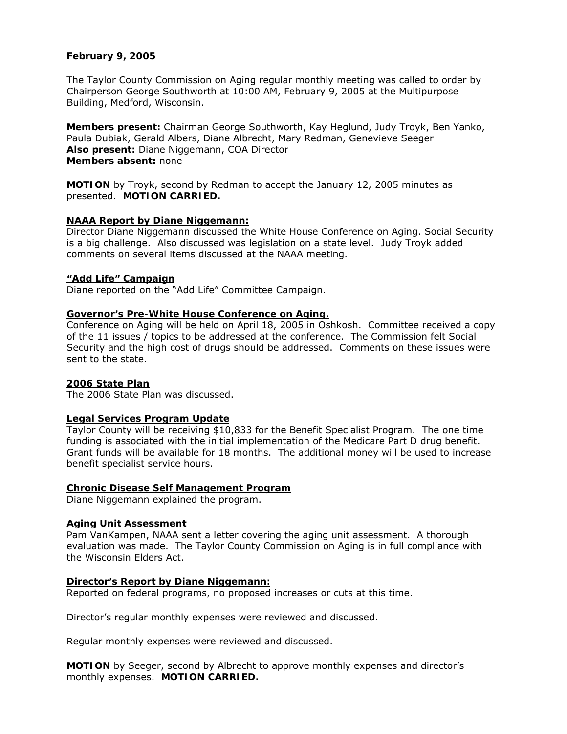**February 9, 2005**

The Taylor County Commission on Aging regular monthly meeting was called to order by Chairperson George Southworth at 10:00 AM, February 9, 2005 at the Multipurpose Building, Medford, Wisconsin.

**Members present:** Chairman George Southworth, Kay Heglund, Judy Troyk, Ben Yanko, Paula Dubiak, Gerald Albers, Diane Albrecht, Mary Redman, Genevieve Seeger
**Also present:** Diane Niggemann, COA Director
**Members absent:** none

**MOTION** by Troyk, second by Redman to accept the January 12, 2005 minutes as presented. **MOTION CARRIED.**

**NAAA Report by Diane Niggemann:**

Director Diane Niggemann discussed the White House Conference on Aging. Social Security is a big challenge. Also discussed was legislation on a state level. Judy Troyk added comments on several items discussed at the NAAA meeting.

**"Add Life" Campaign**

Diane reported on the "Add Life" Committee Campaign.

**Governor's Pre-White House Conference on Aging.**

Conference on Aging will be held on April 18, 2005 in Oshkosh. Committee received a copy of the 11 issues / topics to be addressed at the conference. The Commission felt Social Security and the high cost of drugs should be addressed. Comments on these issues were sent to the state.

**2006 State Plan**

The 2006 State Plan was discussed.

**Legal Services Program Update**

Taylor County will be receiving $10,833 for the Benefit Specialist Program. The one time funding is associated with the initial implementation of the Medicare Part D drug benefit. Grant funds will be available for 18 months. The additional money will be used to increase benefit specialist service hours.

**Chronic Disease Self Management Program**

Diane Niggemann explained the program.

**Aging Unit Assessment**

Pam VanKampen, NAAA sent a letter covering the aging unit assessment. A thorough evaluation was made. The Taylor County Commission on Aging is in full compliance with the Wisconsin Elders Act.

**Director's Report by Diane Niggemann:**

Reported on federal programs, no proposed increases or cuts at this time.

Director's regular monthly expenses were reviewed and discussed.

Regular monthly expenses were reviewed and discussed.

**MOTION** by Seeger, second by Albrecht to approve monthly expenses and director's monthly expenses. **MOTION CARRIED.**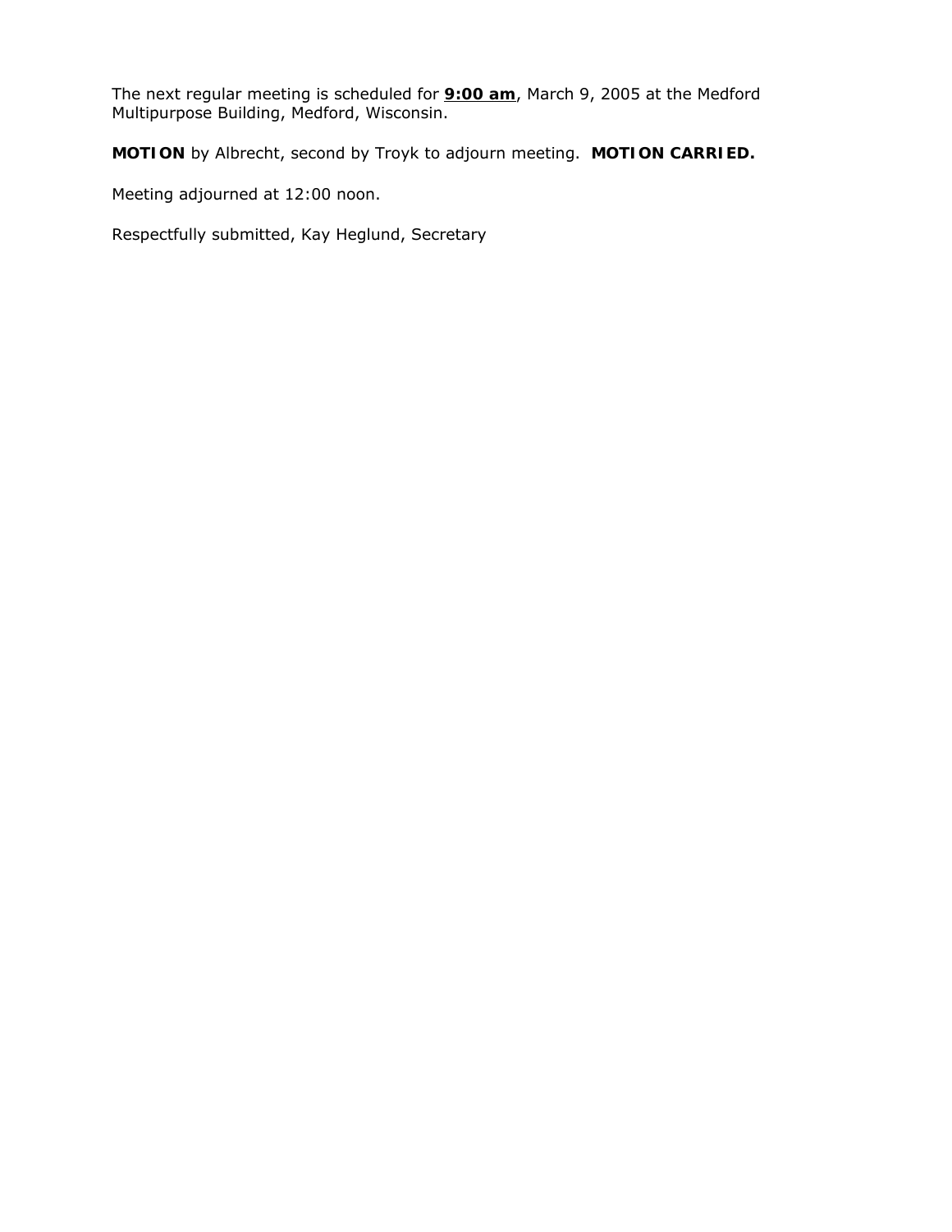The next regular meeting is scheduled for **9:00 am**, March 9, 2005 at the Medford Multipurpose Building, Medford, Wisconsin.

**MOTION** by Albrecht, second by Troyk to adjourn meeting. **MOTION CARRIED.**

Meeting adjourned at 12:00 noon.

Respectfully submitted, Kay Heglund, Secretary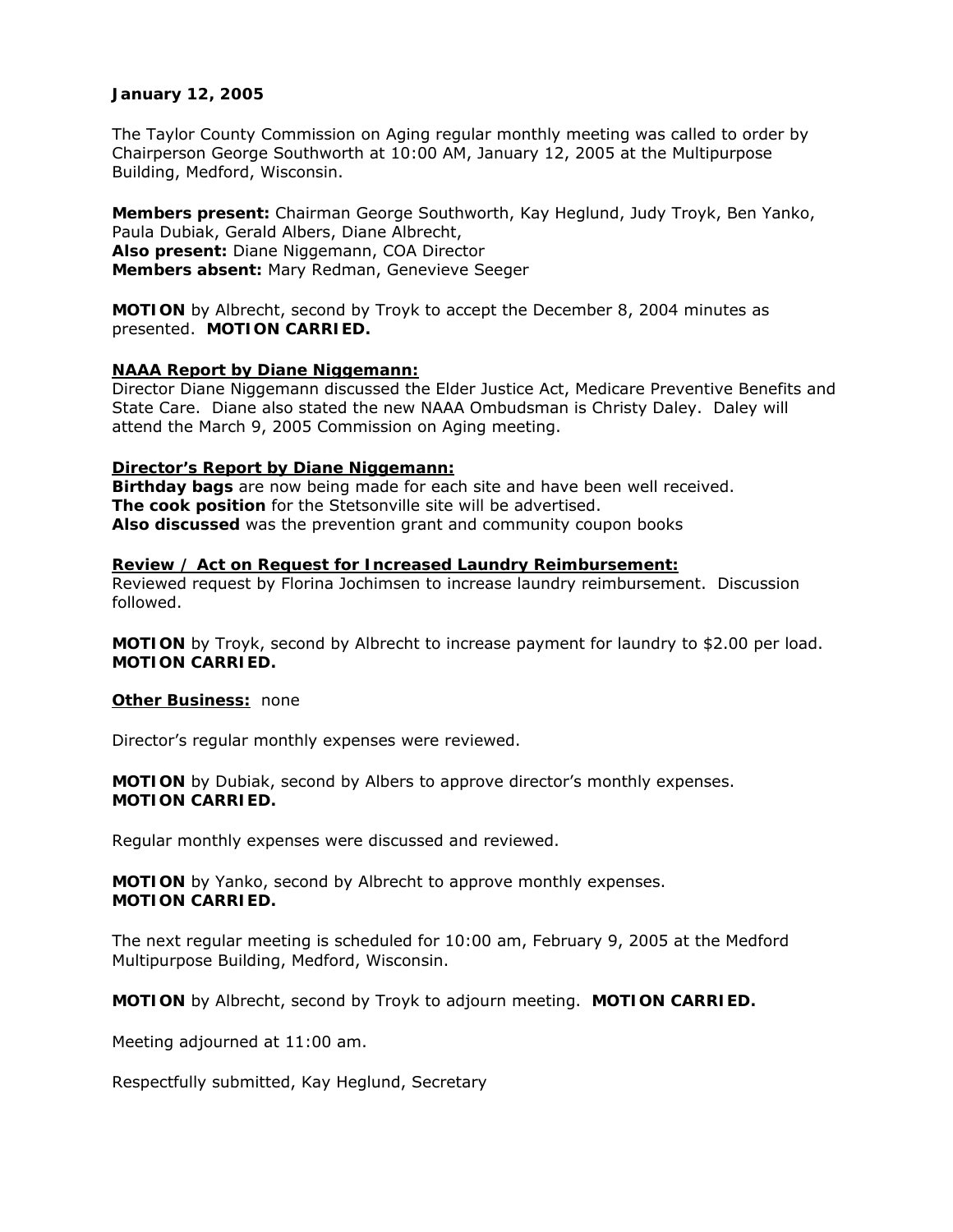**January 12, 2005**

The Taylor County Commission on Aging regular monthly meeting was called to order by Chairperson George Southworth at 10:00 AM, January 12, 2005 at the Multipurpose Building, Medford, Wisconsin.

**Members present:** Chairman George Southworth, Kay Heglund, Judy Troyk, Ben Yanko, Paula Dubiak, Gerald Albers, Diane Albrecht,
**Also present:** Diane Niggemann, COA Director
**Members absent:** Mary Redman, Genevieve Seeger

**MOTION** by Albrecht, second by Troyk to accept the December 8, 2004 minutes as presented. **MOTION CARRIED.**

**NAAA Report by Diane Niggemann:**
Director Diane Niggemann discussed the Elder Justice Act, Medicare Preventive Benefits and State Care. Diane also stated the new NAAA Ombudsman is Christy Daley. Daley will attend the March 9, 2005 Commission on Aging meeting.

**Director's Report by Diane Niggemann:**
**Birthday bags** are now being made for each site and have been well received.
**The cook position** for the Stetsonville site will be advertised.
**Also discussed** was the prevention grant and community coupon books

**Review / Act on Request for Increased Laundry Reimbursement:**
Reviewed request by Florina Jochimsen to increase laundry reimbursement. Discussion followed.

**MOTION** by Troyk, second by Albrecht to increase payment for laundry to $2.00 per load. **MOTION CARRIED.**

**Other Business:** none

Director's regular monthly expenses were reviewed.

**MOTION** by Dubiak, second by Albers to approve director's monthly expenses. **MOTION CARRIED.**

Regular monthly expenses were discussed and reviewed.

**MOTION** by Yanko, second by Albrecht to approve monthly expenses. **MOTION CARRIED.**

The next regular meeting is scheduled for 10:00 am, February 9, 2005 at the Medford Multipurpose Building, Medford, Wisconsin.

**MOTION** by Albrecht, second by Troyk to adjourn meeting. **MOTION CARRIED.**

Meeting adjourned at 11:00 am.

Respectfully submitted, Kay Heglund, Secretary